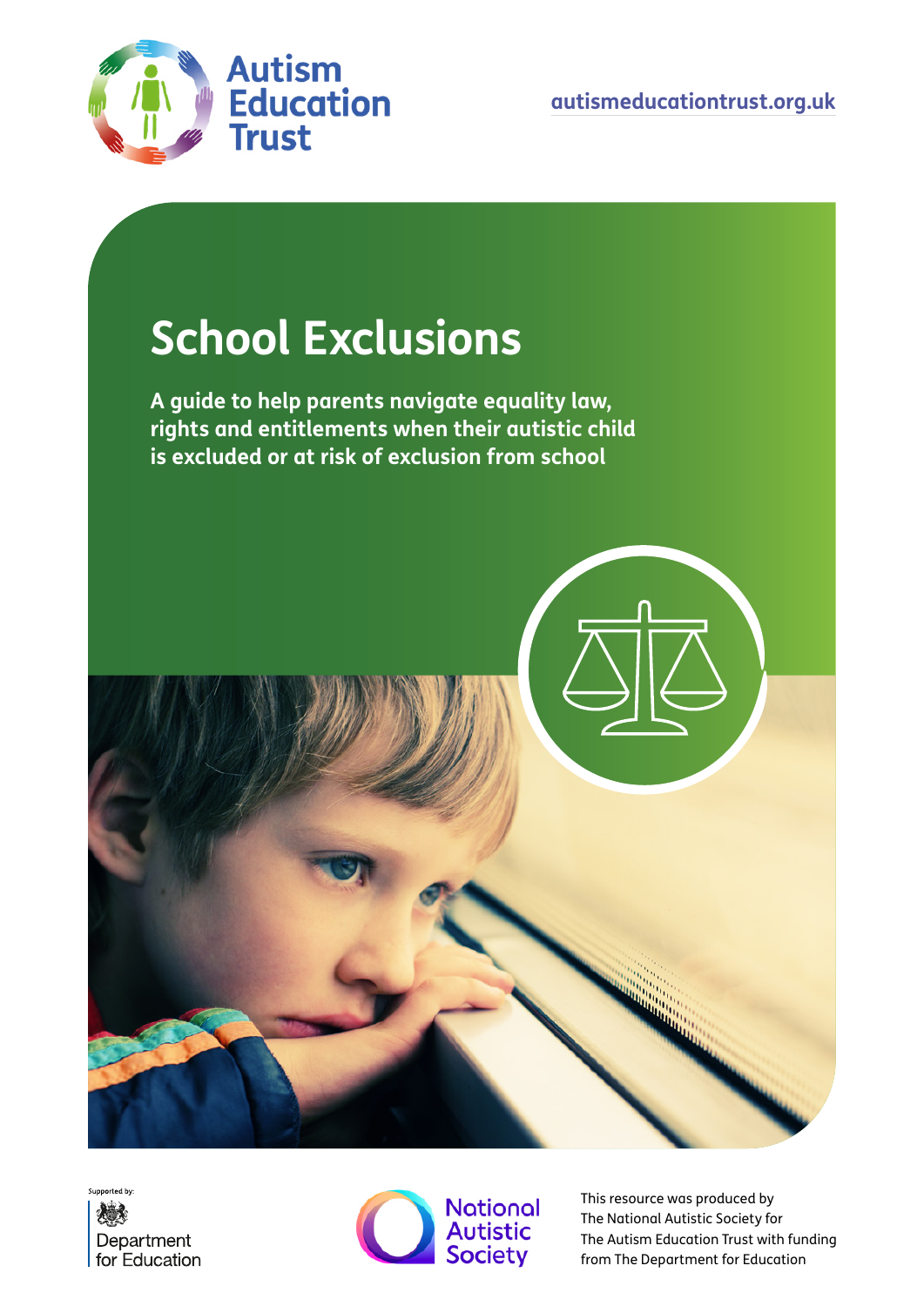Autism Education Trust

autismeducationtrust.org.uk

# School Exclusions

**A guide to help parents navigate equality law, rights and entitlements when their autistic child is excluded or at risk of exclusion from school**

Supported by:

Department for Education

National Autistic Society

This resource was produced by The National Autistic Society for The Autism Education Trust with funding from The Department for Education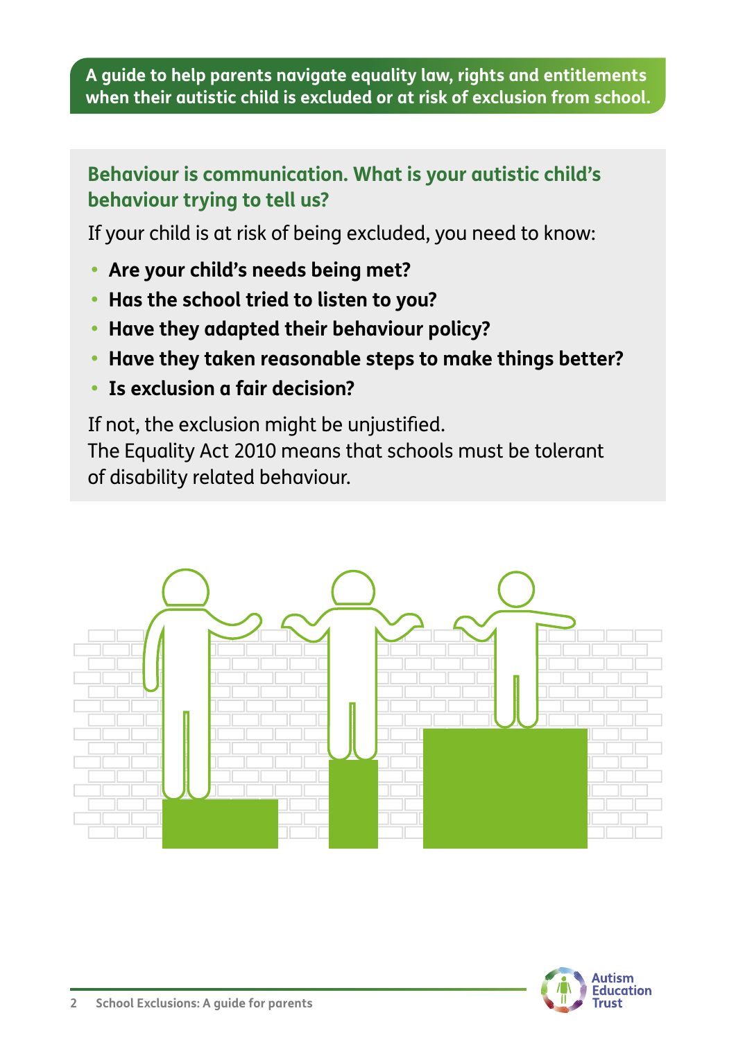**A guide to help parents navigate equality law, rights and entitlements when their autistic child is excluded or at risk of exclusion from school.**

## Behaviour is communication. What is your autistic child's behaviour trying to tell us?

If your child is at risk of being excluded, you need to know:

- **Are your child's needs being met?**
- **Has the school tried to listen to you?**
- **Have they adapted their behaviour policy?**
- **Have they taken reasonable steps to make things better?**
- **Is exclusion a fair decision?**

If not, the exclusion might be unjustified.
The Equality Act 2010 means that schools must be tolerant of disability related behaviour.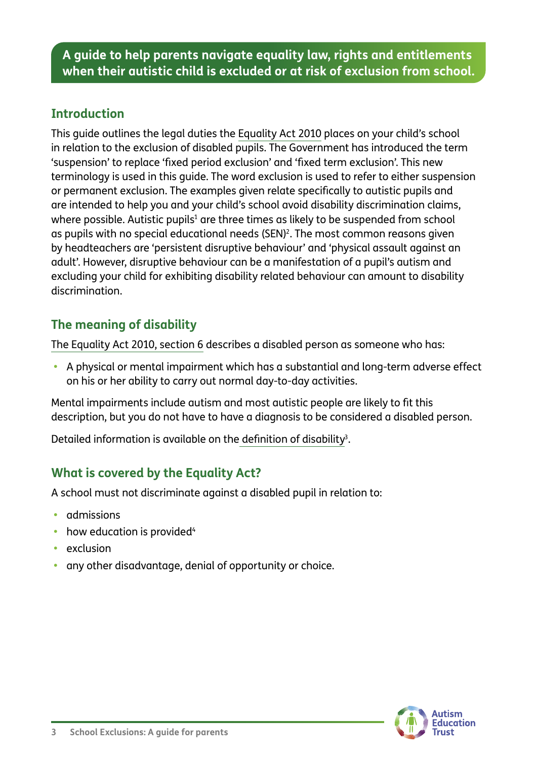**A guide to help parents navigate equality law, rights and entitlements when their autistic child is excluded or at risk of exclusion from school.**

## Introduction

This guide outlines the legal duties the Equality Act 2010 places on your child's school in relation to the exclusion of disabled pupils. The Government has introduced the term 'suspension' to replace 'fixed period exclusion' and 'fixed term exclusion'. This new terminology is used in this guide. The word exclusion is used to refer to either suspension or permanent exclusion. The examples given relate specifically to autistic pupils and are intended to help you and your child's school avoid disability discrimination claims, where possible. Autistic pupils[1] are three times as likely to be suspended from school as pupils with no special educational needs (SEN)[2]. The most common reasons given by headteachers are 'persistent disruptive behaviour' and 'physical assault against an adult'. However, disruptive behaviour can be a manifestation of a pupil's autism and excluding your child for exhibiting disability related behaviour can amount to disability discrimination.

## The meaning of disability

The Equality Act 2010, section 6 describes a disabled person as someone who has:

- A physical or mental impairment which has a substantial and long-term adverse effect on his or her ability to carry out normal day-to-day activities.

Mental impairments include autism and most autistic people are likely to fit this description, but you do not have to have a diagnosis to be considered a disabled person.

Detailed information is available on the definition of disability[3].

## What is covered by the Equality Act?

A school must not discriminate against a disabled pupil in relation to:

- admissions
- how education is provided[4]
- exclusion
- any other disadvantage, denial of opportunity or choice.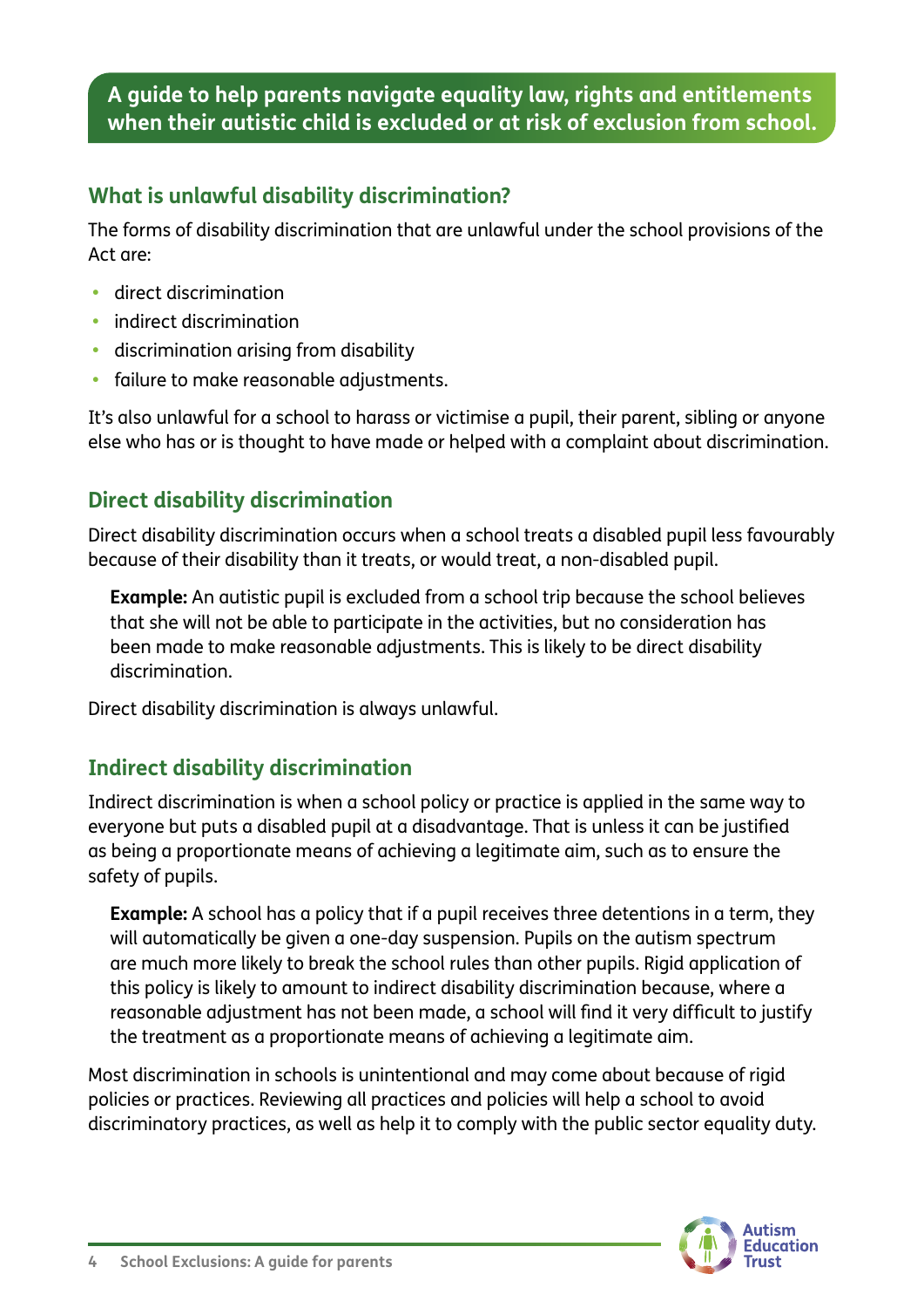**A guide to help parents navigate equality law, rights and entitlements when their autistic child is excluded or at risk of exclusion from school.**

## What is unlawful disability discrimination?

The forms of disability discrimination that are unlawful under the school provisions of the Act are:

- direct discrimination
- indirect discrimination
- discrimination arising from disability
- failure to make reasonable adjustments.

It's also unlawful for a school to harass or victimise a pupil, their parent, sibling or anyone else who has or is thought to have made or helped with a complaint about discrimination.

## Direct disability discrimination

Direct disability discrimination occurs when a school treats a disabled pupil less favourably because of their disability than it treats, or would treat, a non-disabled pupil.

> **Example:** An autistic pupil is excluded from a school trip because the school believes that she will not be able to participate in the activities, but no consideration has been made to make reasonable adjustments. This is likely to be direct disability discrimination.

Direct disability discrimination is always unlawful.

## Indirect disability discrimination

Indirect discrimination is when a school policy or practice is applied in the same way to everyone but puts a disabled pupil at a disadvantage. That is unless it can be justified as being a proportionate means of achieving a legitimate aim, such as to ensure the safety of pupils.

> **Example:** A school has a policy that if a pupil receives three detentions in a term, they will automatically be given a one-day suspension. Pupils on the autism spectrum are much more likely to break the school rules than other pupils. Rigid application of this policy is likely to amount to indirect disability discrimination because, where a reasonable adjustment has not been made, a school will find it very difficult to justify the treatment as a proportionate means of achieving a legitimate aim.

Most discrimination in schools is unintentional and may come about because of rigid policies or practices. Reviewing all practices and policies will help a school to avoid discriminatory practices, as well as help it to comply with the public sector equality duty.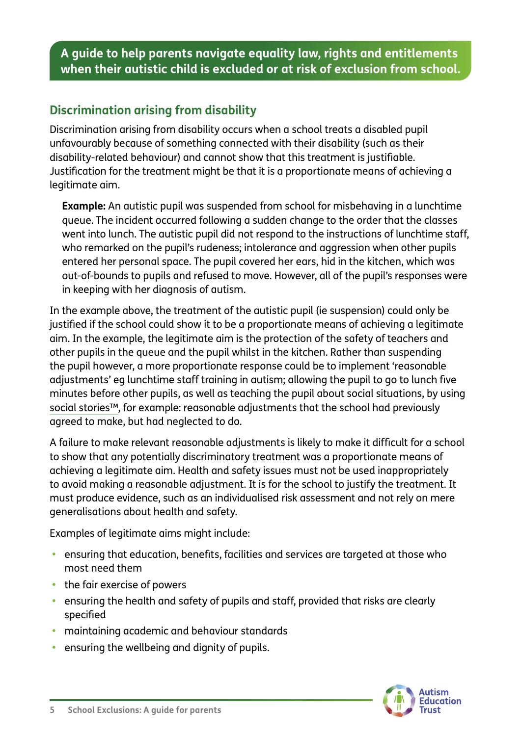**A guide to help parents navigate equality law, rights and entitlements when their autistic child is excluded or at risk of exclusion from school.**

## Discrimination arising from disability

Discrimination arising from disability occurs when a school treats a disabled pupil unfavourably because of something connected with their disability (such as their disability-related behaviour) and cannot show that this treatment is justifiable. Justification for the treatment might be that it is a proportionate means of achieving a legitimate aim.

> **Example:** An autistic pupil was suspended from school for misbehaving in a lunchtime queue. The incident occurred following a sudden change to the order that the classes went into lunch. The autistic pupil did not respond to the instructions of lunchtime staff, who remarked on the pupil's rudeness; intolerance and aggression when other pupils entered her personal space. The pupil covered her ears, hid in the kitchen, which was out-of-bounds to pupils and refused to move. However, all of the pupil's responses were in keeping with her diagnosis of autism.

In the example above, the treatment of the autistic pupil (ie suspension) could only be justified if the school could show it to be a proportionate means of achieving a legitimate aim. In the example, the legitimate aim is the protection of the safety of teachers and other pupils in the queue and the pupil whilst in the kitchen. Rather than suspending the pupil however, a more proportionate response could be to implement 'reasonable adjustments' eg lunchtime staff training in autism; allowing the pupil to go to lunch five minutes before other pupils, as well as teaching the pupil about social situations, by using social stories™, for example: reasonable adjustments that the school had previously agreed to make, but had neglected to do.

A failure to make relevant reasonable adjustments is likely to make it difficult for a school to show that any potentially discriminatory treatment was a proportionate means of achieving a legitimate aim. Health and safety issues must not be used inappropriately to avoid making a reasonable adjustment. It is for the school to justify the treatment. It must produce evidence, such as an individualised risk assessment and not rely on mere generalisations about health and safety.

Examples of legitimate aims might include:

- ensuring that education, benefits, facilities and services are targeted at those who most need them
- the fair exercise of powers
- ensuring the health and safety of pupils and staff, provided that risks are clearly specified
- maintaining academic and behaviour standards
- ensuring the wellbeing and dignity of pupils.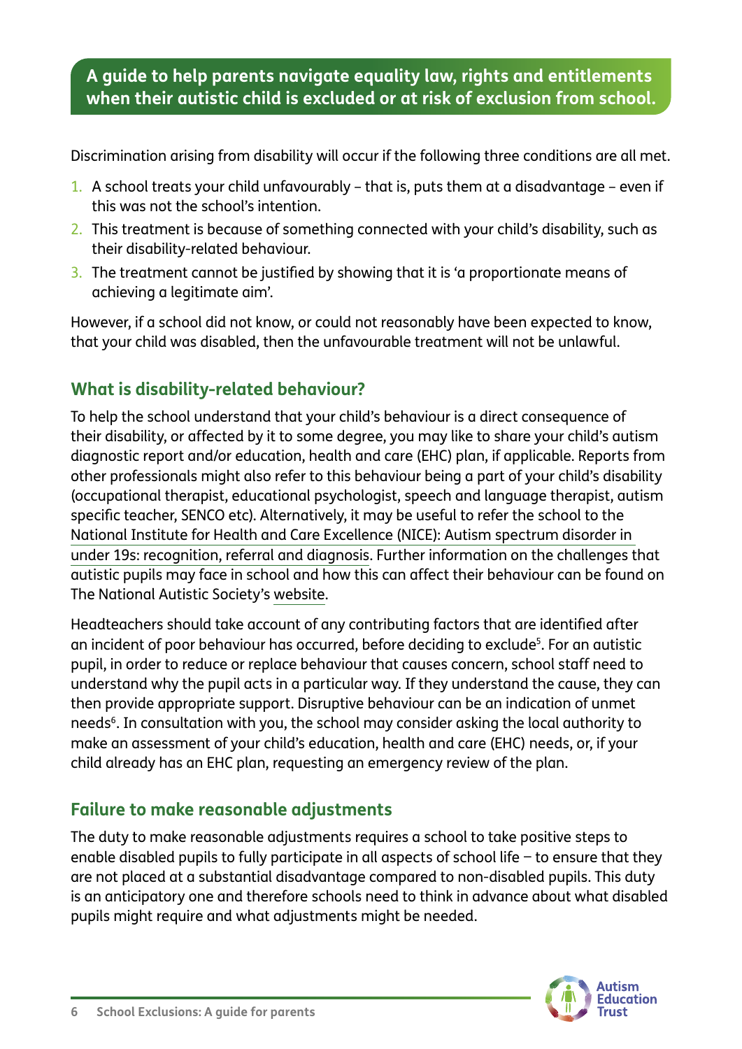**A guide to help parents navigate equality law, rights and entitlements when their autistic child is excluded or at risk of exclusion from school.**

Discrimination arising from disability will occur if the following three conditions are all met.

1. A school treats your child unfavourably – that is, puts them at a disadvantage – even if this was not the school's intention.
2. This treatment is because of something connected with your child's disability, such as their disability-related behaviour.
3. The treatment cannot be justified by showing that it is 'a proportionate means of achieving a legitimate aim'.

However, if a school did not know, or could not reasonably have been expected to know, that your child was disabled, then the unfavourable treatment will not be unlawful.

## What is disability-related behaviour?

To help the school understand that your child's behaviour is a direct consequence of their disability, or affected by it to some degree, you may like to share your child's autism diagnostic report and/or education, health and care (EHC) plan, if applicable. Reports from other professionals might also refer to this behaviour being a part of your child's disability (occupational therapist, educational psychologist, speech and language therapist, autism specific teacher, SENCO etc). Alternatively, it may be useful to refer the school to the National Institute for Health and Care Excellence (NICE): Autism spectrum disorder in under 19s: recognition, referral and diagnosis. Further information on the challenges that autistic pupils may face in school and how this can affect their behaviour can be found on The National Autistic Society's website.

Headteachers should take account of any contributing factors that are identified after an incident of poor behaviour has occurred, before deciding to exclude[5]. For an autistic pupil, in order to reduce or replace behaviour that causes concern, school staff need to understand why the pupil acts in a particular way. If they understand the cause, they can then provide appropriate support. Disruptive behaviour can be an indication of unmet needs[6]. In consultation with you, the school may consider asking the local authority to make an assessment of your child's education, health and care (EHC) needs, or, if your child already has an EHC plan, requesting an emergency review of the plan.

## Failure to make reasonable adjustments

The duty to make reasonable adjustments requires a school to take positive steps to enable disabled pupils to fully participate in all aspects of school life – to ensure that they are not placed at a substantial disadvantage compared to non-disabled pupils. This duty is an anticipatory one and therefore schools need to think in advance about what disabled pupils might require and what adjustments might be needed.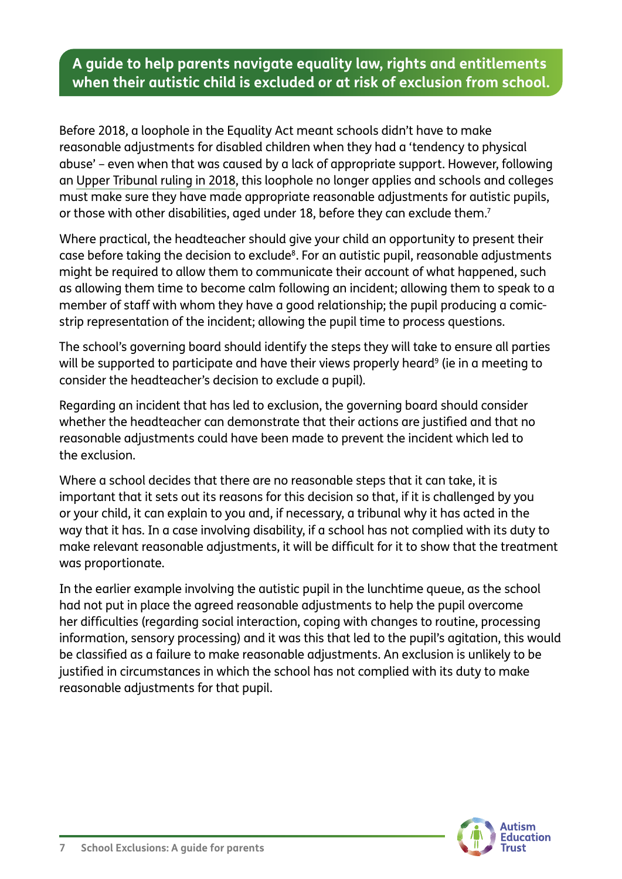**A guide to help parents navigate equality law, rights and entitlements when their autistic child is excluded or at risk of exclusion from school.**

Before 2018, a loophole in the Equality Act meant schools didn't have to make reasonable adjustments for disabled children when they had a 'tendency to physical abuse' – even when that was caused by a lack of appropriate support. However, following an Upper Tribunal ruling in 2018, this loophole no longer applies and schools and colleges must make sure they have made appropriate reasonable adjustments for autistic pupils, or those with other disabilities, aged under 18, before they can exclude them.[7]

Where practical, the headteacher should give your child an opportunity to present their case before taking the decision to exclude[8]. For an autistic pupil, reasonable adjustments might be required to allow them to communicate their account of what happened, such as allowing them time to become calm following an incident; allowing them to speak to a member of staff with whom they have a good relationship; the pupil producing a comic-strip representation of the incident; allowing the pupil time to process questions.

The school's governing board should identify the steps they will take to ensure all parties will be supported to participate and have their views properly heard[9] (ie in a meeting to consider the headteacher's decision to exclude a pupil).

Regarding an incident that has led to exclusion, the governing board should consider whether the headteacher can demonstrate that their actions are justified and that no reasonable adjustments could have been made to prevent the incident which led to the exclusion.

Where a school decides that there are no reasonable steps that it can take, it is important that it sets out its reasons for this decision so that, if it is challenged by you or your child, it can explain to you and, if necessary, a tribunal why it has acted in the way that it has. In a case involving disability, if a school has not complied with its duty to make relevant reasonable adjustments, it will be difficult for it to show that the treatment was proportionate.

In the earlier example involving the autistic pupil in the lunchtime queue, as the school had not put in place the agreed reasonable adjustments to help the pupil overcome her difficulties (regarding social interaction, coping with changes to routine, processing information, sensory processing) and it was this that led to the pupil's agitation, this would be classified as a failure to make reasonable adjustments. An exclusion is unlikely to be justified in circumstances in which the school has not complied with its duty to make reasonable adjustments for that pupil.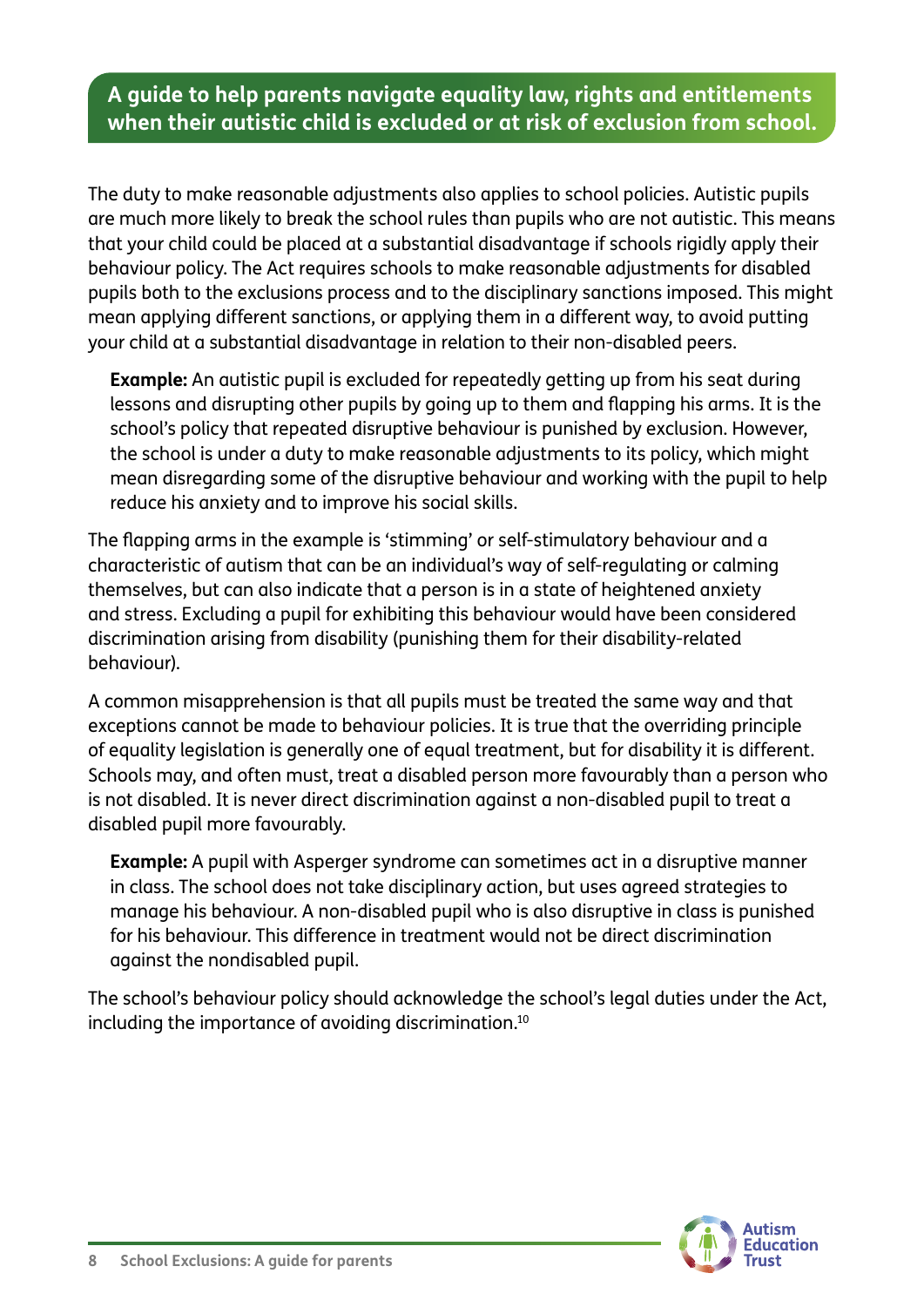**A guide to help parents navigate equality law, rights and entitlements when their autistic child is excluded or at risk of exclusion from school.**

The duty to make reasonable adjustments also applies to school policies. Autistic pupils are much more likely to break the school rules than pupils who are not autistic. This means that your child could be placed at a substantial disadvantage if schools rigidly apply their behaviour policy. The Act requires schools to make reasonable adjustments for disabled pupils both to the exclusions process and to the disciplinary sanctions imposed. This might mean applying different sanctions, or applying them in a different way, to avoid putting your child at a substantial disadvantage in relation to their non-disabled peers.

> **Example:** An autistic pupil is excluded for repeatedly getting up from his seat during lessons and disrupting other pupils by going up to them and flapping his arms. It is the school's policy that repeated disruptive behaviour is punished by exclusion. However, the school is under a duty to make reasonable adjustments to its policy, which might mean disregarding some of the disruptive behaviour and working with the pupil to help reduce his anxiety and to improve his social skills.

The flapping arms in the example is 'stimming' or self-stimulatory behaviour and a characteristic of autism that can be an individual's way of self-regulating or calming themselves, but can also indicate that a person is in a state of heightened anxiety and stress. Excluding a pupil for exhibiting this behaviour would have been considered discrimination arising from disability (punishing them for their disability-related behaviour).

A common misapprehension is that all pupils must be treated the same way and that exceptions cannot be made to behaviour policies. It is true that the overriding principle of equality legislation is generally one of equal treatment, but for disability it is different. Schools may, and often must, treat a disabled person more favourably than a person who is not disabled. It is never direct discrimination against a non-disabled pupil to treat a disabled pupil more favourably.

> **Example:** A pupil with Asperger syndrome can sometimes act in a disruptive manner in class. The school does not take disciplinary action, but uses agreed strategies to manage his behaviour. A non-disabled pupil who is also disruptive in class is punished for his behaviour. This difference in treatment would not be direct discrimination against the nondisabled pupil.

The school's behaviour policy should acknowledge the school's legal duties under the Act, including the importance of avoiding discrimination.[10]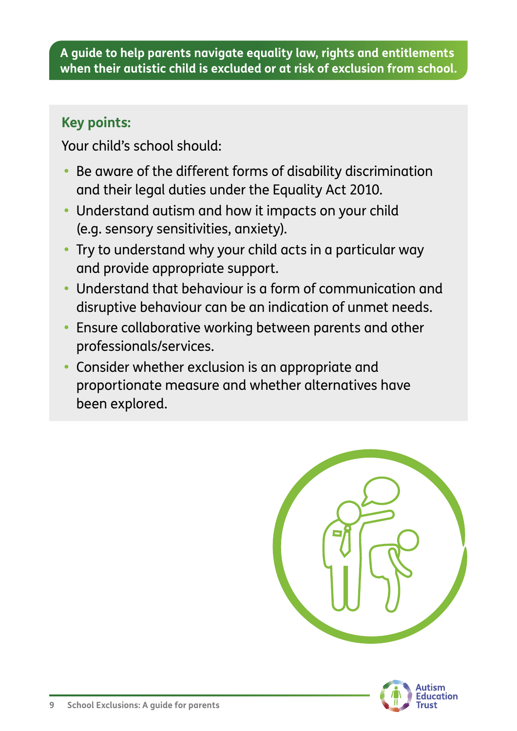**A guide to help parents navigate equality law, rights and entitlements when their autistic child is excluded or at risk of exclusion from school.**

## Key points:

Your child's school should:

- Be aware of the different forms of disability discrimination and their legal duties under the Equality Act 2010.
- Understand autism and how it impacts on your child (e.g. sensory sensitivities, anxiety).
- Try to understand why your child acts in a particular way and provide appropriate support.
- Understand that behaviour is a form of communication and disruptive behaviour can be an indication of unmet needs.
- Ensure collaborative working between parents and other professionals/services.
- Consider whether exclusion is an appropriate and proportionate measure and whether alternatives have been explored.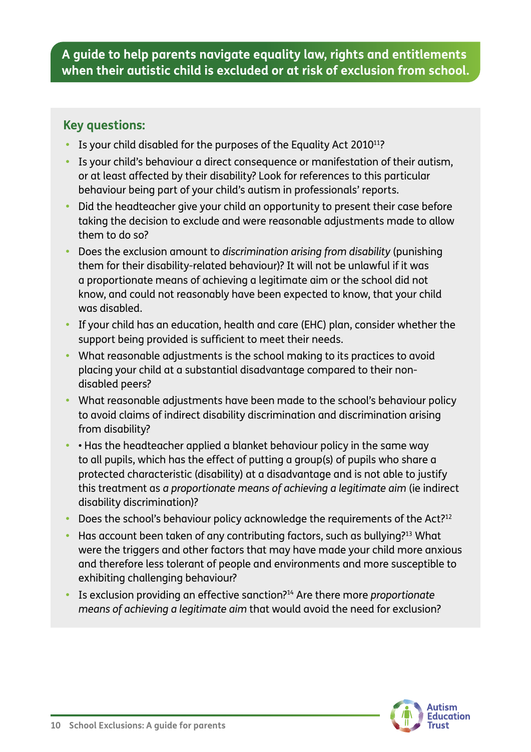**A guide to help parents navigate equality law, rights and entitlements when their autistic child is excluded or at risk of exclusion from school.**

## Key questions:

- Is your child disabled for the purposes of the Equality Act 2010[11]?
- Is your child's behaviour a direct consequence or manifestation of their autism, or at least affected by their disability? Look for references to this particular behaviour being part of your child's autism in professionals' reports.
- Did the headteacher give your child an opportunity to present their case before taking the decision to exclude and were reasonable adjustments made to allow them to do so?
- Does the exclusion amount to *discrimination arising from disability* (punishing them for their disability-related behaviour)? It will not be unlawful if it was a proportionate means of achieving a legitimate aim or the school did not know, and could not reasonably have been expected to know, that your child was disabled.
- If your child has an education, health and care (EHC) plan, consider whether the support being provided is sufficient to meet their needs.
- What reasonable adjustments is the school making to its practices to avoid placing your child at a substantial disadvantage compared to their non-disabled peers?
- What reasonable adjustments have been made to the school's behaviour policy to avoid claims of indirect disability discrimination and discrimination arising from disability?
- • Has the headteacher applied a blanket behaviour policy in the same way to all pupils, which has the effect of putting a group(s) of pupils who share a protected characteristic (disability) at a disadvantage and is not able to justify this treatment as *a proportionate means of achieving a legitimate aim* (ie indirect disability discrimination)?
- Does the school's behaviour policy acknowledge the requirements of the Act?[12]
- Has account been taken of any contributing factors, such as bullying?[13] What were the triggers and other factors that may have made your child more anxious and therefore less tolerant of people and environments and more susceptible to exhibiting challenging behaviour?
- Is exclusion providing an effective sanction?[14] Are there more *proportionate means of achieving a legitimate aim* that would avoid the need for exclusion?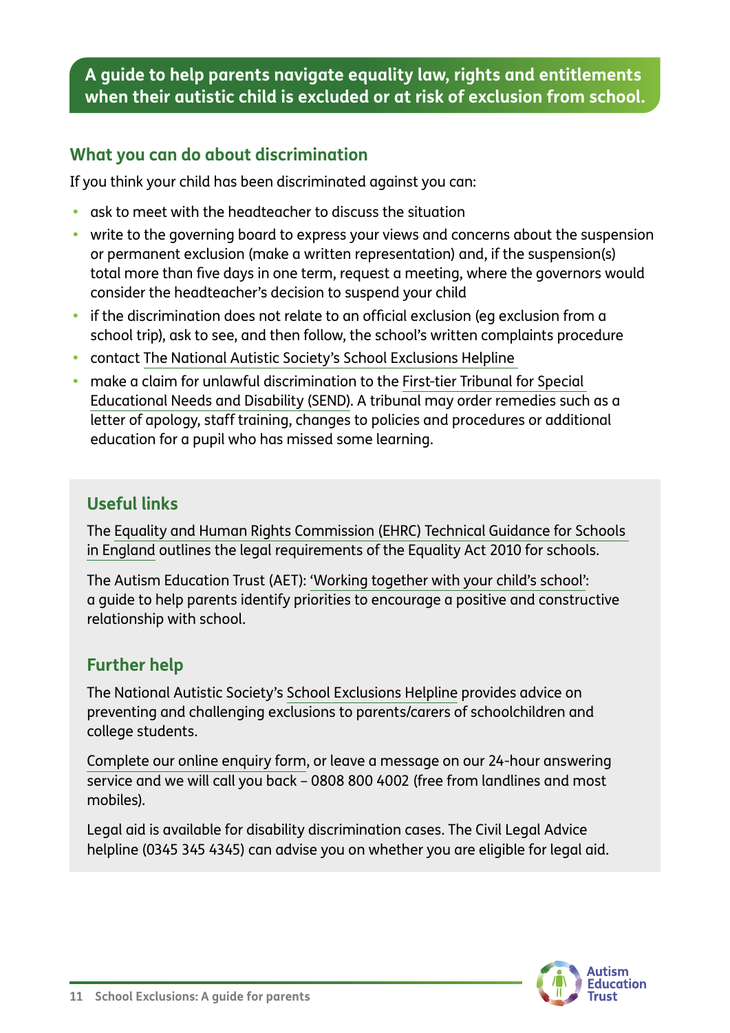**A guide to help parents navigate equality law, rights and entitlements when their autistic child is excluded or at risk of exclusion from school.**

## What you can do about discrimination

If you think your child has been discriminated against you can:

- ask to meet with the headteacher to discuss the situation
- write to the governing board to express your views and concerns about the suspension or permanent exclusion (make a written representation) and, if the suspension(s) total more than five days in one term, request a meeting, where the governors would consider the headteacher's decision to suspend your child
- if the discrimination does not relate to an official exclusion (eg exclusion from a school trip), ask to see, and then follow, the school's written complaints procedure
- contact The National Autistic Society's School Exclusions Helpline
- make a claim for unlawful discrimination to the First-tier Tribunal for Special Educational Needs and Disability (SEND). A tribunal may order remedies such as a letter of apology, staff training, changes to policies and procedures or additional education for a pupil who has missed some learning.

### Useful links

The Equality and Human Rights Commission (EHRC) Technical Guidance for Schools in England outlines the legal requirements of the Equality Act 2010 for schools.

The Autism Education Trust (AET): 'Working together with your child's school': a guide to help parents identify priorities to encourage a positive and constructive relationship with school.

### Further help

The National Autistic Society's School Exclusions Helpline provides advice on preventing and challenging exclusions to parents/carers of schoolchildren and college students.

Complete our online enquiry form, or leave a message on our 24-hour answering service and we will call you back – 0808 800 4002 (free from landlines and most mobiles).

Legal aid is available for disability discrimination cases. The Civil Legal Advice helpline (0345 345 4345) can advise you on whether you are eligible for legal aid.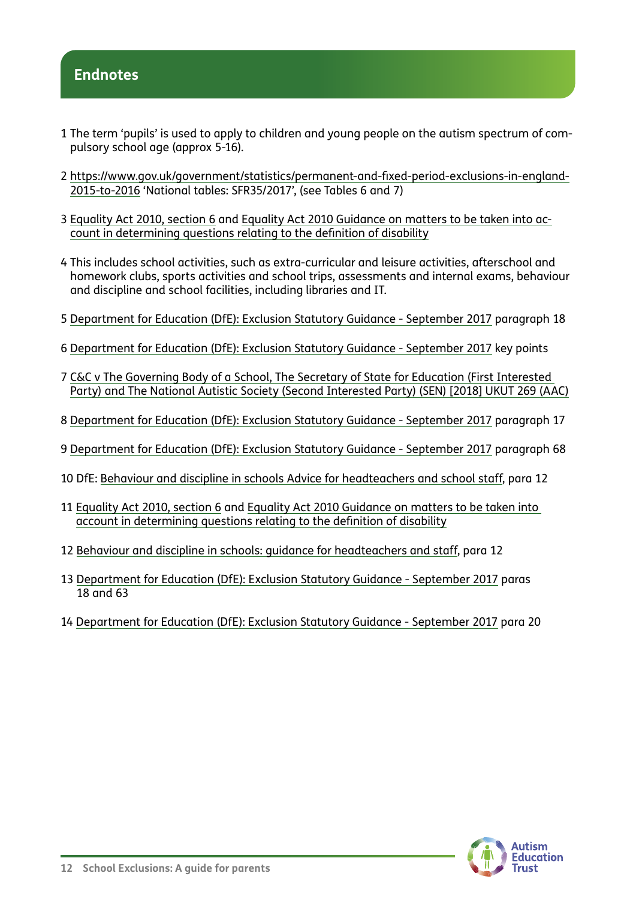## Endnotes

1 The term 'pupils' is used to apply to children and young people on the autism spectrum of compulsory school age (approx 5-16).

2 https://www.gov.uk/government/statistics/permanent-and-fixed-period-exclusions-in-england-2015-to-2016 'National tables: SFR35/2017', (see Tables 6 and 7)

3 Equality Act 2010, section 6 and Equality Act 2010 Guidance on matters to be taken into account in determining questions relating to the definition of disability

4 This includes school activities, such as extra-curricular and leisure activities, afterschool and homework clubs, sports activities and school trips, assessments and internal exams, behaviour and discipline and school facilities, including libraries and IT.

5 Department for Education (DfE): Exclusion Statutory Guidance - September 2017 paragraph 18

6 Department for Education (DfE): Exclusion Statutory Guidance - September 2017 key points

7 C&C v The Governing Body of a School, The Secretary of State for Education (First Interested Party) and The National Autistic Society (Second Interested Party) (SEN) [2018] UKUT 269 (AAC)

8 Department for Education (DfE): Exclusion Statutory Guidance - September 2017 paragraph 17

9 Department for Education (DfE): Exclusion Statutory Guidance - September 2017 paragraph 68

10 DfE: Behaviour and discipline in schools Advice for headteachers and school staff, para 12

11 Equality Act 2010, section 6 and Equality Act 2010 Guidance on matters to be taken into account in determining questions relating to the definition of disability

12 Behaviour and discipline in schools: guidance for headteachers and staff, para 12

13 Department for Education (DfE): Exclusion Statutory Guidance - September 2017 paras 18 and 63

14 Department for Education (DfE): Exclusion Statutory Guidance - September 2017 para 20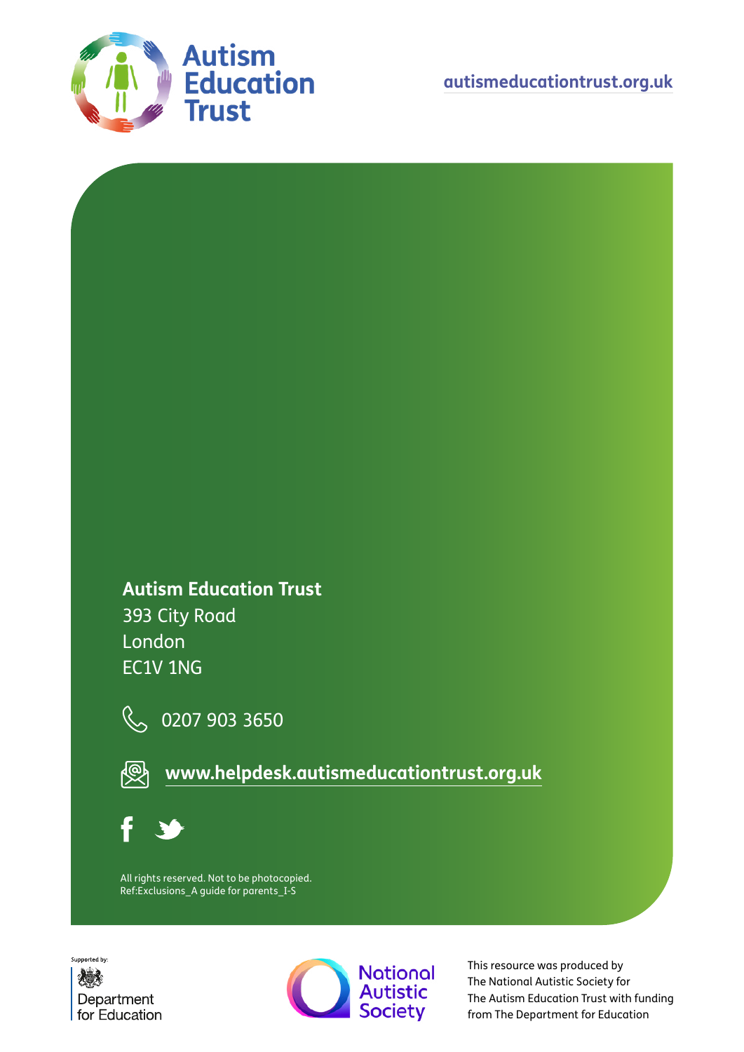Autism Education Trust

autismeducationtrust.org.uk

**Autism Education Trust**
393 City Road
London
EC1V 1NG

0207 903 3650

**www.helpdesk.autismeducationtrust.org.uk**

All rights reserved. Not to be photocopied.
Ref:Exclusions_A guide for parents_I-S

Supported by:
Department for Education

National Autistic Society

This resource was produced by The National Autistic Society for The Autism Education Trust with funding from The Department for Education